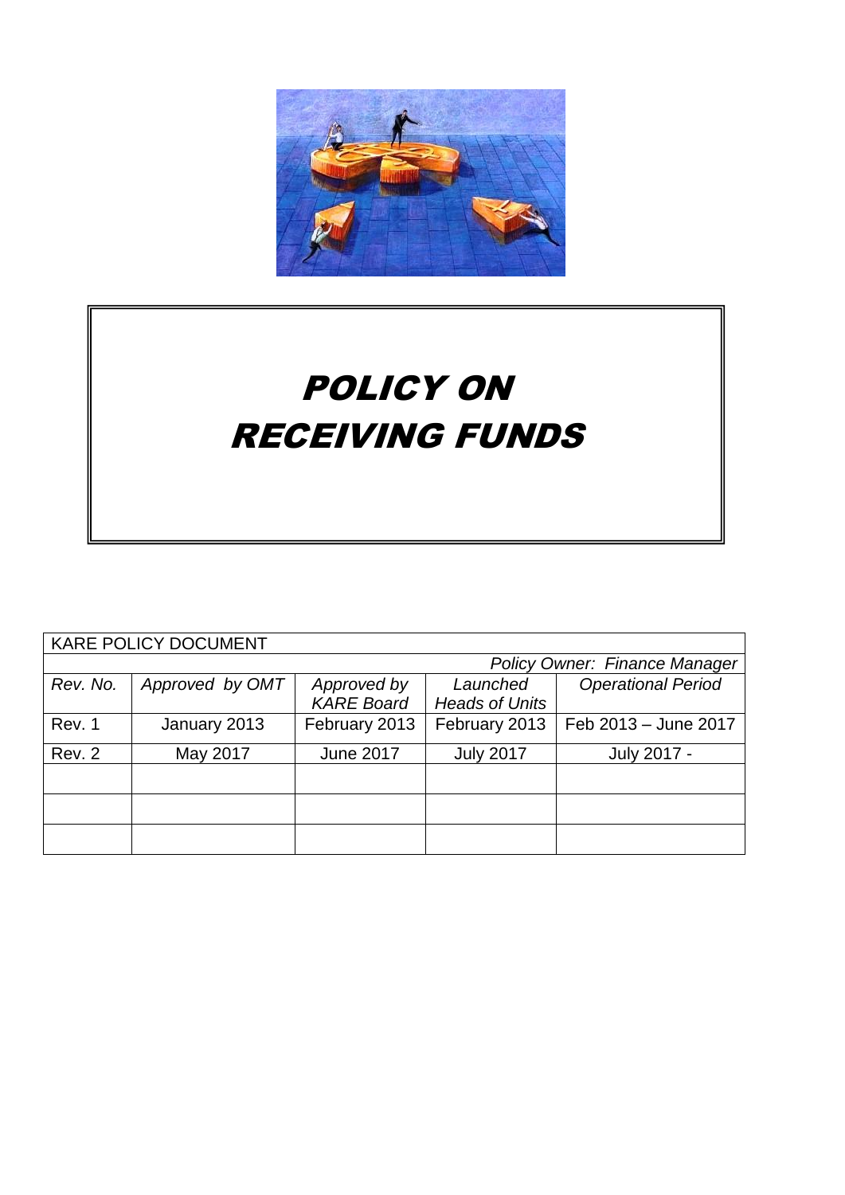# POLICY ON RECEIVING FUNDS

| KARE POLICY DOCUMENT | | | | |
|---|---|---|---|---|
| | | | | *Policy Owner: Finance Manager* |
| *Rev. No.* | *Approved by OMT* | *Approved by KARE Board* | *Launched Heads of Units* | *Operational Period* |
| Rev. 1 | January 2013 | February 2013 | February 2013 | Feb 2013 – June 2017 |
| Rev. 2 | May 2017 | June 2017 | July 2017 | July 2017 - |
| | | | | |
| | | | | |
| | | | | |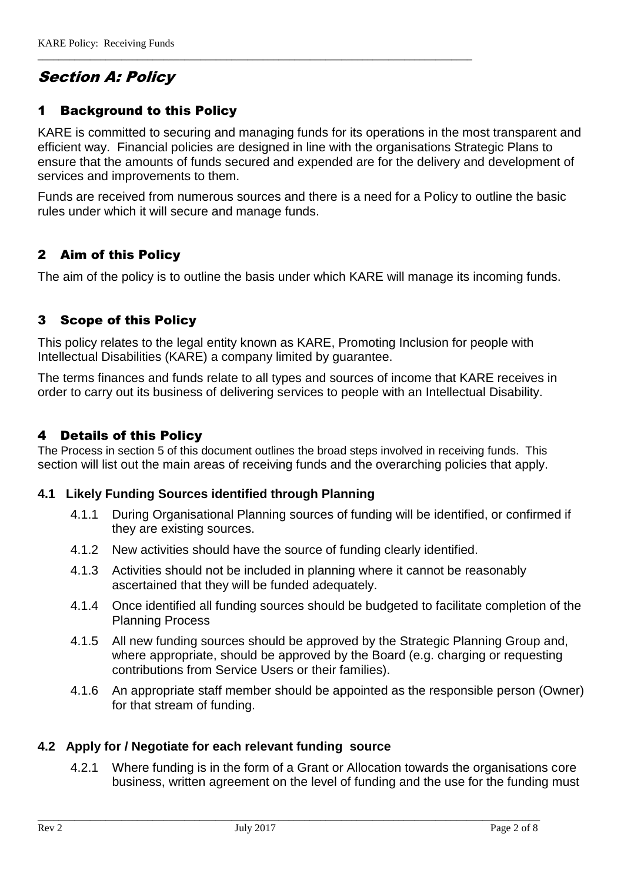# Section A: Policy

## 1 Background to this Policy

KARE is committed to securing and managing funds for its operations in the most transparent and efficient way. Financial policies are designed in line with the organisations Strategic Plans to ensure that the amounts of funds secured and expended are for the delivery and development of services and improvements to them.

Funds are received from numerous sources and there is a need for a Policy to outline the basic rules under which it will secure and manage funds.

## 2 Aim of this Policy

The aim of the policy is to outline the basis under which KARE will manage its incoming funds.

## 3 Scope of this Policy

This policy relates to the legal entity known as KARE, Promoting Inclusion for people with Intellectual Disabilities (KARE) a company limited by guarantee.

The terms finances and funds relate to all types and sources of income that KARE receives in order to carry out its business of delivering services to people with an Intellectual Disability.

## 4 Details of this Policy

The Process in section 5 of this document outlines the broad steps involved in receiving funds. This section will list out the main areas of receiving funds and the overarching policies that apply.

### 4.1 Likely Funding Sources identified through Planning

4.1.1 During Organisational Planning sources of funding will be identified, or confirmed if they are existing sources.

4.1.2 New activities should have the source of funding clearly identified.

4.1.3 Activities should not be included in planning where it cannot be reasonably ascertained that they will be funded adequately.

4.1.4 Once identified all funding sources should be budgeted to facilitate completion of the Planning Process

4.1.5 All new funding sources should be approved by the Strategic Planning Group and, where appropriate, should be approved by the Board (e.g. charging or requesting contributions from Service Users or their families).

4.1.6 An appropriate staff member should be appointed as the responsible person (Owner) for that stream of funding.

### 4.2 Apply for / Negotiate for each relevant funding source

4.2.1 Where funding is in the form of a Grant or Allocation towards the organisations core business, written agreement on the level of funding and the use for the funding must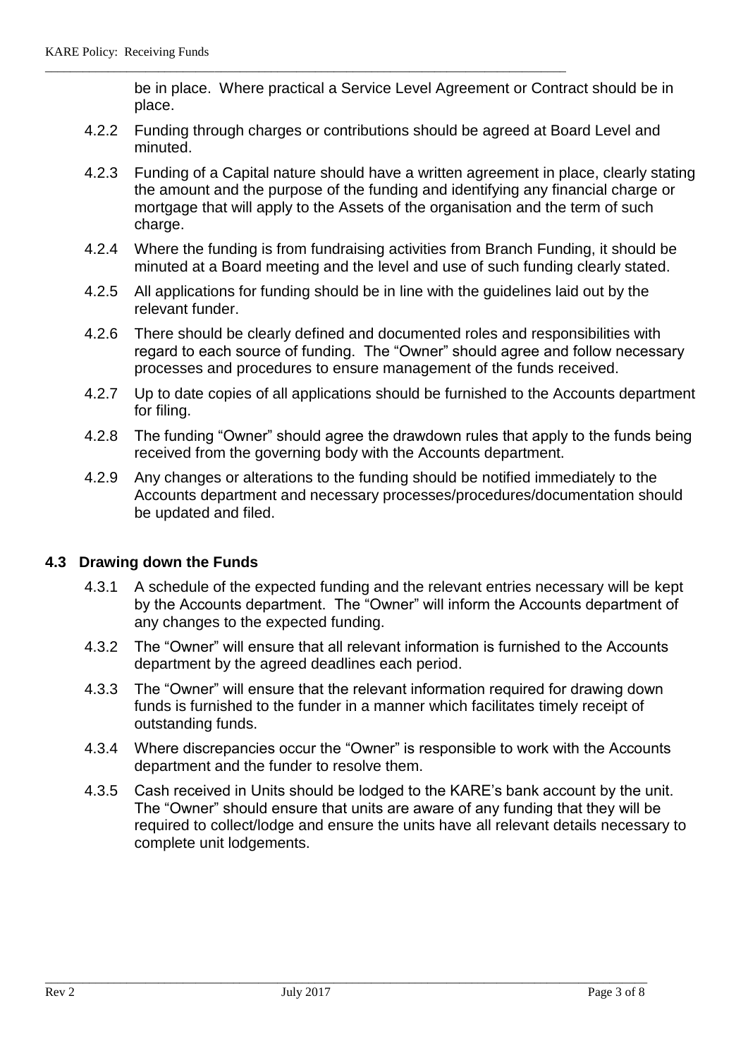be in place. Where practical a Service Level Agreement or Contract should be in place.

4.2.2 Funding through charges or contributions should be agreed at Board Level and minuted.

4.2.3 Funding of a Capital nature should have a written agreement in place, clearly stating the amount and the purpose of the funding and identifying any financial charge or mortgage that will apply to the Assets of the organisation and the term of such charge.

4.2.4 Where the funding is from fundraising activities from Branch Funding, it should be minuted at a Board meeting and the level and use of such funding clearly stated.

4.2.5 All applications for funding should be in line with the guidelines laid out by the relevant funder.

4.2.6 There should be clearly defined and documented roles and responsibilities with regard to each source of funding. The "Owner" should agree and follow necessary processes and procedures to ensure management of the funds received.

4.2.7 Up to date copies of all applications should be furnished to the Accounts department for filing.

4.2.8 The funding "Owner" should agree the drawdown rules that apply to the funds being received from the governing body with the Accounts department.

4.2.9 Any changes or alterations to the funding should be notified immediately to the Accounts department and necessary processes/procedures/documentation should be updated and filed.

### 4.3 Drawing down the Funds

4.3.1 A schedule of the expected funding and the relevant entries necessary will be kept by the Accounts department. The "Owner" will inform the Accounts department of any changes to the expected funding.

4.3.2 The "Owner" will ensure that all relevant information is furnished to the Accounts department by the agreed deadlines each period.

4.3.3 The "Owner" will ensure that the relevant information required for drawing down funds is furnished to the funder in a manner which facilitates timely receipt of outstanding funds.

4.3.4 Where discrepancies occur the "Owner" is responsible to work with the Accounts department and the funder to resolve them.

4.3.5 Cash received in Units should be lodged to the KARE's bank account by the unit. The "Owner" should ensure that units are aware of any funding that they will be required to collect/lodge and ensure the units have all relevant details necessary to complete unit lodgements.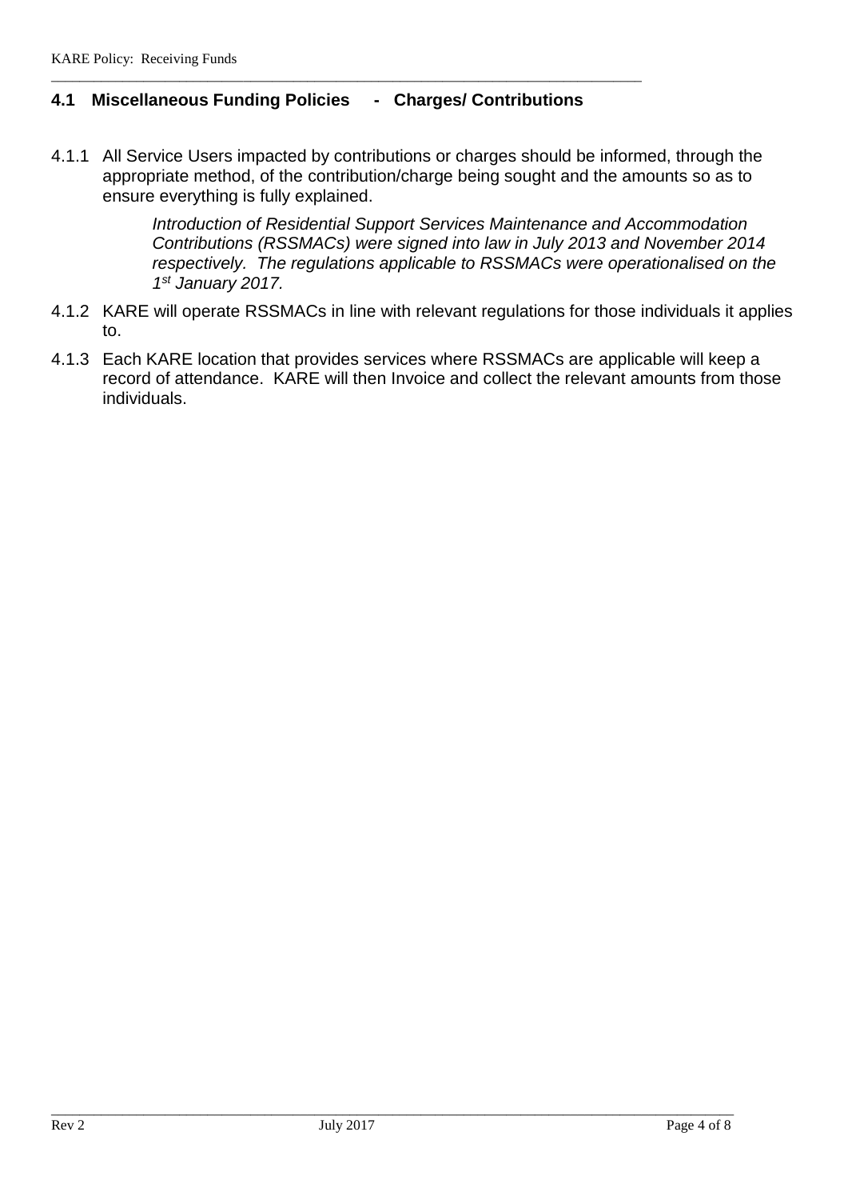## 4.1 Miscellaneous Funding Policies - Charges/ Contributions

4.1.1 All Service Users impacted by contributions or charges should be informed, through the appropriate method, of the contribution/charge being sought and the amounts so as to ensure everything is fully explained.

*Introduction of Residential Support Services Maintenance and Accommodation Contributions (RSSMACs) were signed into law in July 2013 and November 2014 respectively. The regulations applicable to RSSMACs were operationalised on the 1st January 2017.*

4.1.2 KARE will operate RSSMACs in line with relevant regulations for those individuals it applies to.

4.1.3 Each KARE location that provides services where RSSMACs are applicable will keep a record of attendance. KARE will then Invoice and collect the relevant amounts from those individuals.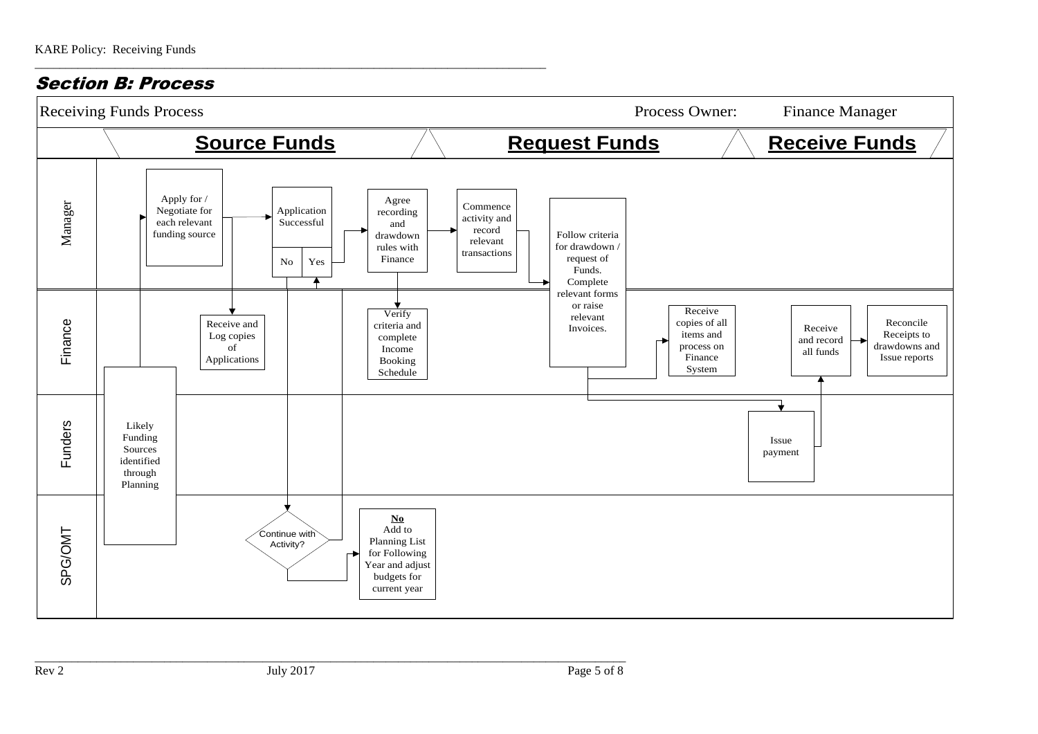## Section B: Process

**Receiving Funds Process** — Process Owner: Finance Manager

**Source Funds** | **Request Funds** | **Receive Funds**

**Manager**

- Apply for / Negotiate for each relevant funding source
- Application Successful (No / Yes)
- Agree recording and drawdown rules with Finance
- Commence activity and record relevant transactions
- Follow criteria for drawdown / request of Funds. Complete relevant forms or raise relevant Invoices.

**Finance**

- Receive and Log copies of Applications
- Verify criteria and complete Income Booking Schedule
- Receive copies of all items and process on Finance System
- Receive and record all funds
- Reconcile Receipts to drawdowns and Issue reports

**Funders**

- Likely Funding Sources identified through Planning
- Issue payment

**SPG/OMT**

- Continue with Activity?
- **No** Add to Planning List for Following Year and adjust budgets for current year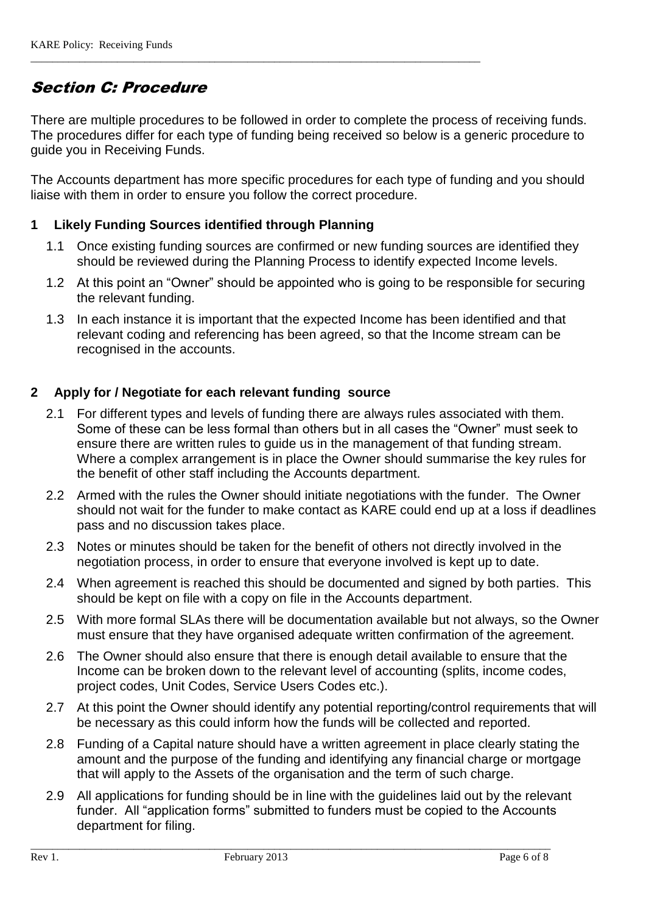## Section C: Procedure

There are multiple procedures to be followed in order to complete the process of receiving funds. The procedures differ for each type of funding being received so below is a generic procedure to guide you in Receiving Funds.

The Accounts department has more specific procedures for each type of funding and you should liaise with them in order to ensure you follow the correct procedure.

### 1 Likely Funding Sources identified through Planning

1.1 Once existing funding sources are confirmed or new funding sources are identified they should be reviewed during the Planning Process to identify expected Income levels.

1.2 At this point an "Owner" should be appointed who is going to be responsible for securing the relevant funding.

1.3 In each instance it is important that the expected Income has been identified and that relevant coding and referencing has been agreed, so that the Income stream can be recognised in the accounts.

### 2 Apply for / Negotiate for each relevant funding source

2.1 For different types and levels of funding there are always rules associated with them. Some of these can be less formal than others but in all cases the "Owner" must seek to ensure there are written rules to guide us in the management of that funding stream. Where a complex arrangement is in place the Owner should summarise the key rules for the benefit of other staff including the Accounts department.

2.2 Armed with the rules the Owner should initiate negotiations with the funder. The Owner should not wait for the funder to make contact as KARE could end up at a loss if deadlines pass and no discussion takes place.

2.3 Notes or minutes should be taken for the benefit of others not directly involved in the negotiation process, in order to ensure that everyone involved is kept up to date.

2.4 When agreement is reached this should be documented and signed by both parties. This should be kept on file with a copy on file in the Accounts department.

2.5 With more formal SLAs there will be documentation available but not always, so the Owner must ensure that they have organised adequate written confirmation of the agreement.

2.6 The Owner should also ensure that there is enough detail available to ensure that the Income can be broken down to the relevant level of accounting (splits, income codes, project codes, Unit Codes, Service Users Codes etc.).

2.7 At this point the Owner should identify any potential reporting/control requirements that will be necessary as this could inform how the funds will be collected and reported.

2.8 Funding of a Capital nature should have a written agreement in place clearly stating the amount and the purpose of the funding and identifying any financial charge or mortgage that will apply to the Assets of the organisation and the term of such charge.

2.9 All applications for funding should be in line with the guidelines laid out by the relevant funder. All "application forms" submitted to funders must be copied to the Accounts department for filing.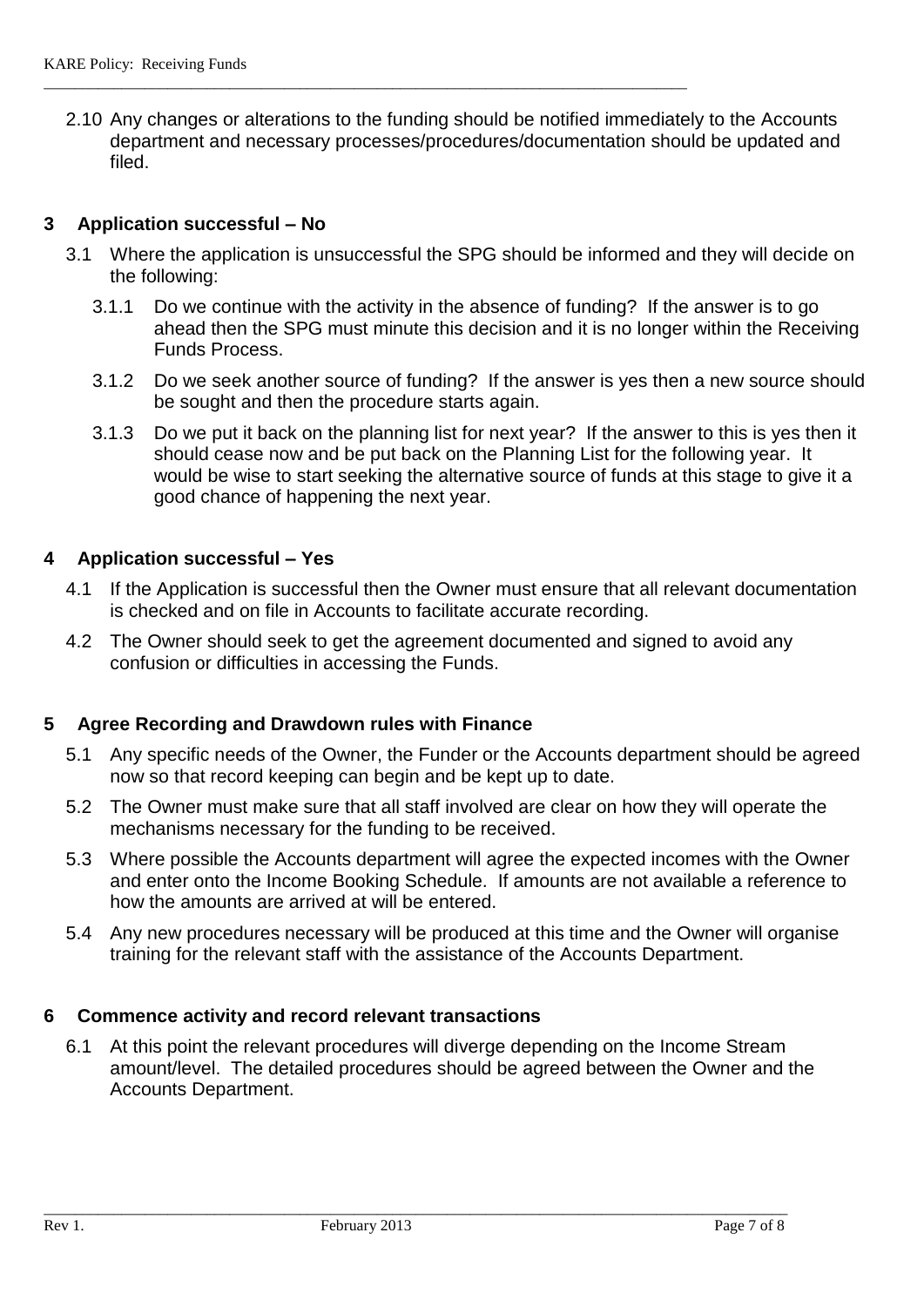2.10 Any changes or alterations to the funding should be notified immediately to the Accounts department and necessary processes/procedures/documentation should be updated and filed.

## 3 Application successful – No

3.1 Where the application is unsuccessful the SPG should be informed and they will decide on the following:

3.1.1 Do we continue with the activity in the absence of funding? If the answer is to go ahead then the SPG must minute this decision and it is no longer within the Receiving Funds Process.

3.1.2 Do we seek another source of funding? If the answer is yes then a new source should be sought and then the procedure starts again.

3.1.3 Do we put it back on the planning list for next year? If the answer to this is yes then it should cease now and be put back on the Planning List for the following year. It would be wise to start seeking the alternative source of funds at this stage to give it a good chance of happening the next year.

## 4 Application successful – Yes

4.1 If the Application is successful then the Owner must ensure that all relevant documentation is checked and on file in Accounts to facilitate accurate recording.

4.2 The Owner should seek to get the agreement documented and signed to avoid any confusion or difficulties in accessing the Funds.

## 5 Agree Recording and Drawdown rules with Finance

5.1 Any specific needs of the Owner, the Funder or the Accounts department should be agreed now so that record keeping can begin and be kept up to date.

5.2 The Owner must make sure that all staff involved are clear on how they will operate the mechanisms necessary for the funding to be received.

5.3 Where possible the Accounts department will agree the expected incomes with the Owner and enter onto the Income Booking Schedule. If amounts are not available a reference to how the amounts are arrived at will be entered.

5.4 Any new procedures necessary will be produced at this time and the Owner will organise training for the relevant staff with the assistance of the Accounts Department.

## 6 Commence activity and record relevant transactions

6.1 At this point the relevant procedures will diverge depending on the Income Stream amount/level. The detailed procedures should be agreed between the Owner and the Accounts Department.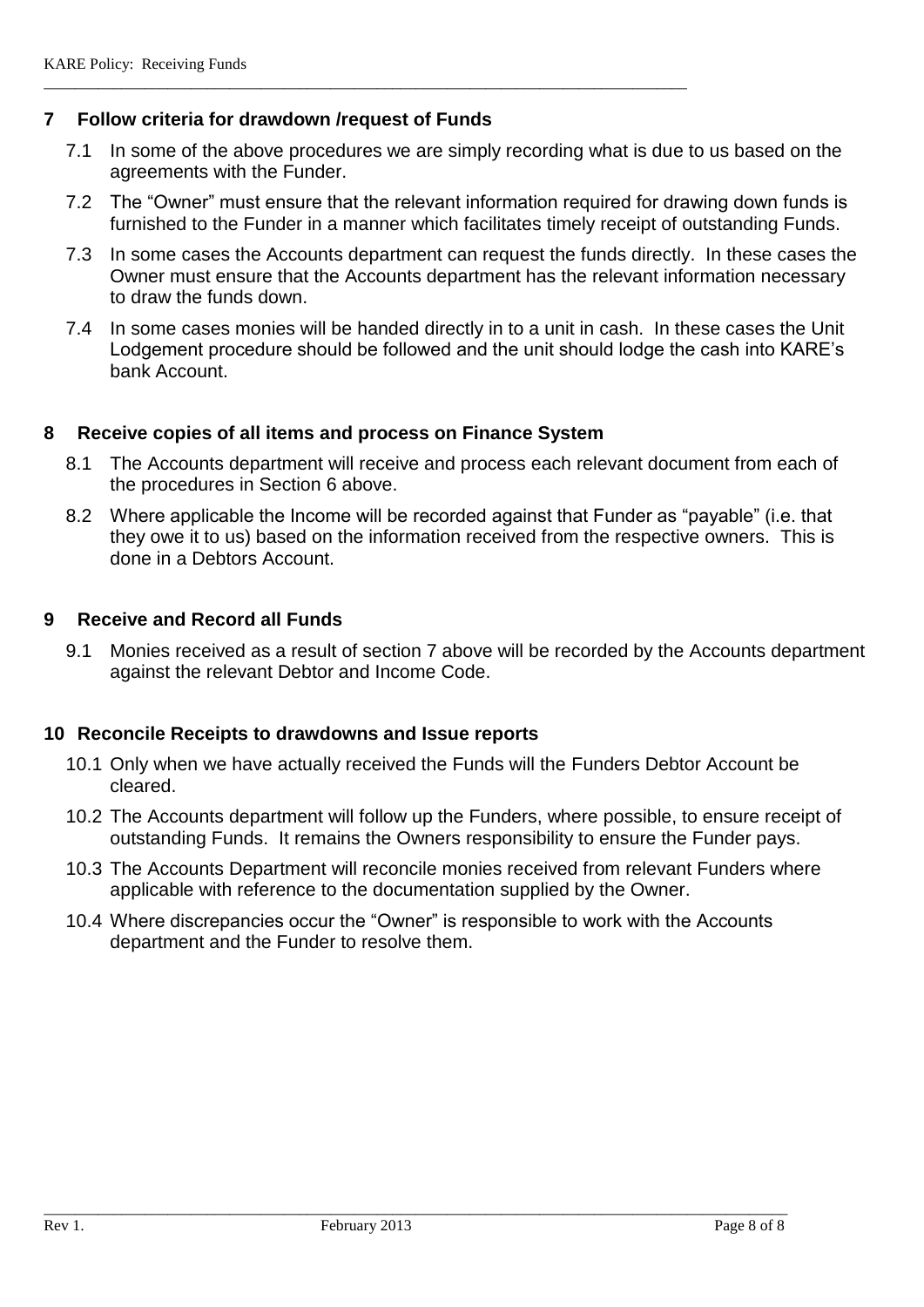## 7 Follow criteria for drawdown /request of Funds

7.1 In some of the above procedures we are simply recording what is due to us based on the agreements with the Funder.

7.2 The "Owner" must ensure that the relevant information required for drawing down funds is furnished to the Funder in a manner which facilitates timely receipt of outstanding Funds.

7.3 In some cases the Accounts department can request the funds directly. In these cases the Owner must ensure that the Accounts department has the relevant information necessary to draw the funds down.

7.4 In some cases monies will be handed directly in to a unit in cash. In these cases the Unit Lodgement procedure should be followed and the unit should lodge the cash into KARE's bank Account.

## 8 Receive copies of all items and process on Finance System

8.1 The Accounts department will receive and process each relevant document from each of the procedures in Section 6 above.

8.2 Where applicable the Income will be recorded against that Funder as "payable" (i.e. that they owe it to us) based on the information received from the respective owners. This is done in a Debtors Account.

## 9 Receive and Record all Funds

9.1 Monies received as a result of section 7 above will be recorded by the Accounts department against the relevant Debtor and Income Code.

## 10 Reconcile Receipts to drawdowns and Issue reports

10.1 Only when we have actually received the Funds will the Funders Debtor Account be cleared.

10.2 The Accounts department will follow up the Funders, where possible, to ensure receipt of outstanding Funds. It remains the Owners responsibility to ensure the Funder pays.

10.3 The Accounts Department will reconcile monies received from relevant Funders where applicable with reference to the documentation supplied by the Owner.

10.4 Where discrepancies occur the "Owner" is responsible to work with the Accounts department and the Funder to resolve them.